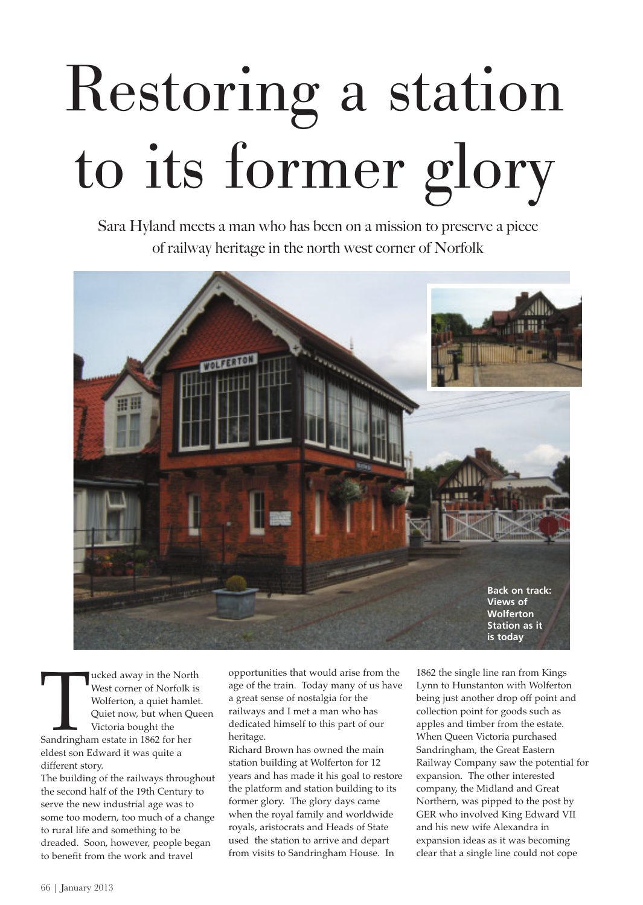# Restoring a station to its former glory

Sara Hyland meets a man who has been on a mission to preserve a piece of railway heritage in the north west corner of Norfolk

**Back on track: Views of Wolferton Station as it is today**

Tucked away in the North West corner of Norfolk is Wolferton, a quiet hamlet. Quiet now, but when Queen Victoria bought the Sandringham estate in 1862 for her eldest son Edward it was quite a different story.

The building of the railways throughout the second half of the 19th Century to serve the new industrial age was to some too modern, too much of a change to rural life and something to be dreaded. Soon, however, people began to benefit from the work and travel opportunities that would arise from the age of the train. Today many of us have a great sense of nostalgia for the railways and I met a man who has dedicated himself to this part of our heritage.

Richard Brown has owned the main station building at Wolferton for 12 years and has made it his goal to restore the platform and station building to its former glory. The glory days came when the royal family and worldwide royals, aristocrats and Heads of State used the station to arrive and depart from visits to Sandringham House. In 1862 the single line ran from Kings Lynn to Hunstanton with Wolferton being just another drop off point and collection point for goods such as apples and timber from the estate. When Queen Victoria purchased Sandringham, the Great Eastern Railway Company saw the potential for expansion. The other interested company, the Midland and Great Northern, was pipped to the post by GER who involved King Edward VII and his new wife Alexandra in expansion ideas as it was becoming clear that a single line could not cope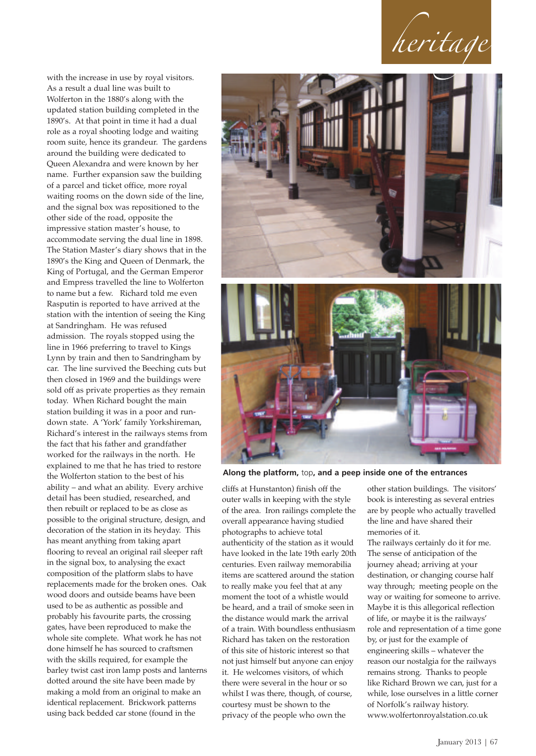with the increase in use by royal visitors. As a result a dual line was built to Wolferton in the 1880's along with the updated station building completed in the 1890's. At that point in time it had a dual role as a royal shooting lodge and waiting room suite, hence its grandeur. The gardens around the building were dedicated to Queen Alexandra and were known by her name. Further expansion saw the building of a parcel and ticket office, more royal waiting rooms on the down side of the line, and the signal box was repositioned to the other side of the road, opposite the impressive station master's house, to accommodate serving the dual line in 1898. The Station Master's diary shows that in the 1890's the King and Queen of Denmark, the King of Portugal, and the German Emperor and Empress travelled the line to Wolferton to name but a few. Richard told me even Rasputin is reported to have arrived at the station with the intention of seeing the King at Sandringham. He was refused admission. The royals stopped using the line in 1966 preferring to travel to Kings Lynn by train and then to Sandringham by car. The line survived the Beeching cuts but then closed in 1969 and the buildings were sold off as private properties as they remain today. When Richard bought the main station building it was in a poor and run-down state. A 'York' family Yorkshireman, Richard's interest in the railways stems from the fact that his father and grandfather worked for the railways in the north. He explained to me that he has tried to restore the Wolferton station to the best of his ability – and what an ability. Every archive detail has been studied, researched, and then rebuilt or replaced to be as close as possible to the original structure, design, and decoration of the station in its heyday. This has meant anything from taking apart flooring to reveal an original rail sleeper raft in the signal box, to analysing the exact composition of the platform slabs to have replacements made for the broken ones. Oak wood doors and outside beams have been used to be as authentic as possible and probably his favourite parts, the crossing gates, have been reproduced to make the whole site complete. What work he has not done himself he has sourced to craftsmen with the skills required, for example the barley twist cast iron lamp posts and lanterns dotted around the site have been made by making a mold from an original to make an identical replacement. Brickwork patterns using back bedded car stone (found in the cliffs at Hunstanton) finish off the outer walls in keeping with the style of the area. Iron railings complete the overall appearance having studied photographs to achieve total authenticity of the station as it would have looked in the late 19th early 20th centuries. Even railway memorabilia items are scattered around the station to really make you feel that at any moment the toot of a whistle would be heard, and a trail of smoke seen in the distance would mark the arrival of a train. With boundless enthusiasm Richard has taken on the restoration of this site of historic interest so that not just himself but anyone can enjoy it. He welcomes visitors, of which there were several in the hour or so whilst I was there, though, of course, courtesy must be shown to the privacy of the people who own the other station buildings. The visitors' book is interesting as several entries are by people who actually travelled the line and have shared their memories of it.

The railways certainly do it for me. The sense of anticipation of the journey ahead; arriving at your destination, or changing course half way through; meeting people on the way or waiting for someone to arrive. Maybe it is this allegorical reflection of life, or maybe it is the railways' role and representation of a time gone by, or just for the example of engineering skills – whatever the reason our nostalgia for the railways remains strong. Thanks to people like Richard Brown we can, just for a while, lose ourselves in a little corner of Norfolk's railway history.
www.wolfertonroyalstation.co.uk

**Along the platform,** top**, and a peep inside one of the entrances**